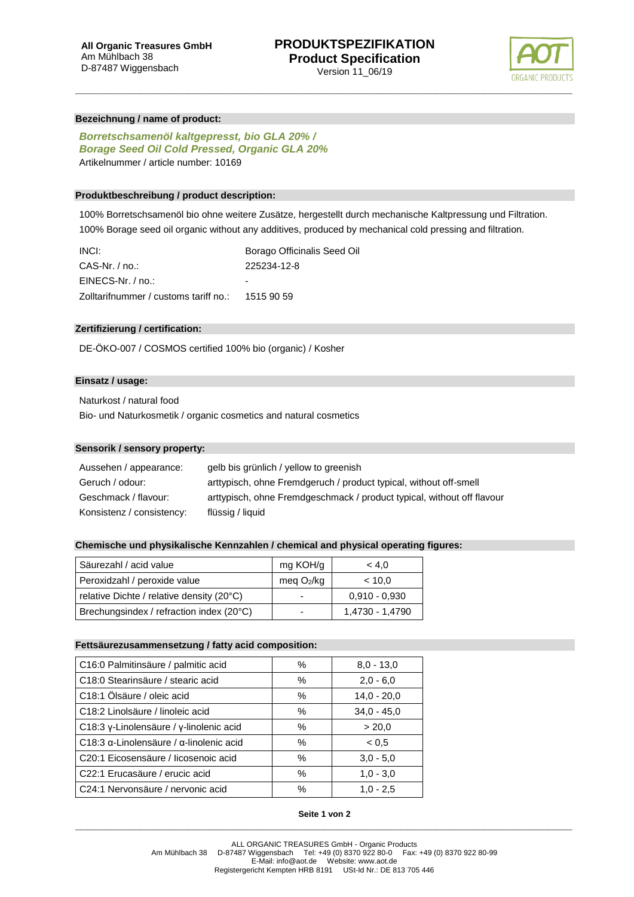**All Organic Treasures GmbH**
Am Mühlbach 38
D-87487 Wiggensbach

# PRODUKTSPEZIFIKATION
## Product Specification
Version 11_06/19

### Bezeichnung / name of product:

***Borretschsamenöl kaltgepresst, bio GLA 20% /***
***Borage Seed Oil Cold Pressed, Organic GLA 20%***
Artikelnummer / article number: 10169

### Produktbeschreibung / product description:

100% Borretschsamenöl bio ohne weitere Zusätze, hergestellt durch mechanische Kaltpressung und Filtration.
100% Borage seed oil organic without any additives, produced by mechanical cold pressing and filtration.

| | |
|---|---|
| INCI: | Borago Officinalis Seed Oil |
| CAS-Nr. / no.: | 225234-12-8 |
| EINECS-Nr. / no.: | - |
| Zolltarifnummer / customs tariff no.: | 1515 90 59 |

### Zertifizierung / certification:

DE-ÖKO-007 / COSMOS certified 100% bio (organic) / Kosher

### Einsatz / usage:

Naturkost / natural food
Bio- und Naturkosmetik / organic cosmetics and natural cosmetics

### Sensorik / sensory property:

| | |
|---|---|
| Aussehen / appearance: | gelb bis grünlich / yellow to greenish |
| Geruch / odour: | arttypisch, ohne Fremdgeruch / product typical, without off-smell |
| Geschmack / flavour: | arttypisch, ohne Fremdgeschmack / product typical, without off flavour |
| Konsistenz / consistency: | flüssig / liquid |

### Chemische und physikalische Kennzahlen / chemical and physical operating figures:

| | | |
|---|---|---|
| Säurezahl / acid value | mg KOH/g | < 4,0 |
| Peroxidzahl / peroxide value | meq $O_2$/kg | < 10,0 |
| relative Dichte / relative density (20°C) | - | 0,910 - 0,930 |
| Brechungsindex / refraction index (20°C) | - | 1,4730 - 1,4790 |

### Fettsäurezusammensetzung / fatty acid composition:

| | | |
|---|---|---|
| C16:0 Palmitinsäure / palmitic acid | % | 8,0 - 13,0 |
| C18:0 Stearinsäure / stearic acid | % | 2,0 - 6,0 |
| C18:1 Ölsäure / oleic acid | % | 14,0 - 20,0 |
| C18:2 Linolsäure / linoleic acid | % | 34,0 - 45,0 |
| C18:3 γ-Linolensäure / γ-linolenic acid | % | > 20,0 |
| C18:3 α-Linolensäure / α-linolenic acid | % | < 0,5 |
| C20:1 Eicosensäure / Iicosenoic acid | % | 3,0 - 5,0 |
| C22:1 Erucasäure / erucic acid | % | 1,0 - 3,0 |
| C24:1 Nervonsäure / nervonic acid | % | 1,0 - 2,5 |

ALL ORGANIC TREASURES GmbH - Organic Products
Am Mühlbach 38 D-87487 Wiggensbach Tel: +49 (0) 8370 922 80-0 Fax: +49 (0) 8370 922 80-99
E-Mail: info@aot.de Website: www.aot.de
Registergericht Kempten HRB 8191 USt-Id Nr.: DE 813 705 446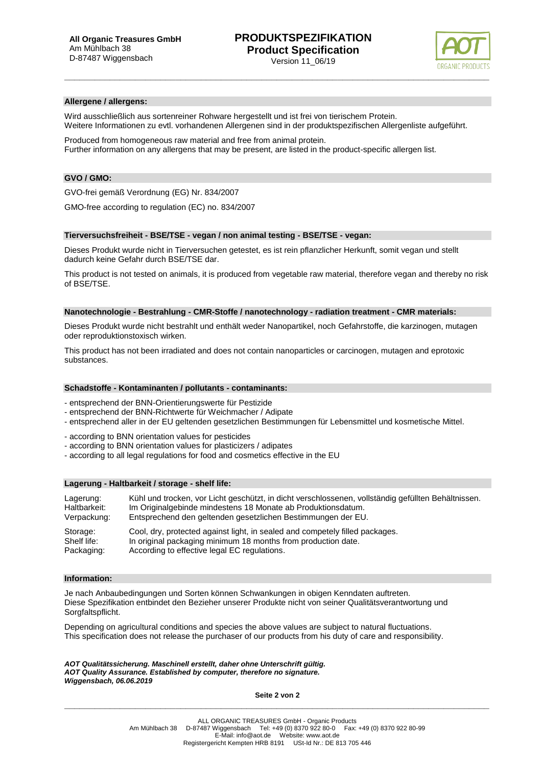## Allergene / allergens:

Wird ausschließlich aus sortenreiner Rohware hergestellt und ist frei von tierischem Protein.
Weitere Informationen zu evtl. vorhandenen Allergenen sind in der produktspezifischen Allergenliste aufgeführt.

Produced from homogeneous raw material and free from animal protein.
Further information on any allergens that may be present, are listed in the product-specific allergen list.

## GVO / GMO:

GVO-frei gemäß Verordnung (EG) Nr. 834/2007

GMO-free according to regulation (EC) no. 834/2007

## Tierversuchsfreiheit - BSE/TSE - vegan / non animal testing - BSE/TSE - vegan:

Dieses Produkt wurde nicht in Tierversuchen getestet, es ist rein pflanzlicher Herkunft, somit vegan und stellt dadurch keine Gefahr durch BSE/TSE dar.

This product is not tested on animals, it is produced from vegetable raw material, therefore vegan and thereby no risk of BSE/TSE.

## Nanotechnologie - Bestrahlung - CMR-Stoffe / nanotechnology - radiation treatment - CMR materials:

Dieses Produkt wurde nicht bestrahlt und enthält weder Nanopartikel, noch Gefahrstoffe, die karzinogen, mutagen oder reproduktionstoxisch wirken.

This product has not been irradiated and does not contain nanoparticles or carcinogen, mutagen and eprotoxic substances.

## Schadstoffe - Kontaminanten / pollutants - contaminants:

- entsprechend der BNN-Orientierungswerte für Pestizide
- entsprechend der BNN-Richtwerte für Weichmacher / Adipate
- entsprechend aller in der EU geltenden gesetzlichen Bestimmungen für Lebensmittel und kosmetische Mittel.

- according to BNN orientation values for pesticides
- according to BNN orientation values for plasticizers / adipates
- according to all legal regulations for food and cosmetics effective in the EU

## Lagerung - Haltbarkeit / storage - shelf life:

| | |
|---|---|
| Lagerung: | Kühl und trocken, vor Licht geschützt, in dicht verschlossenen, vollständig gefüllten Behältnissen. |
| Haltbarkeit: | Im Originalgebinde mindestens 18 Monate ab Produktionsdatum. |
| Verpackung: | Entsprechend den geltenden gesetzlichen Bestimmungen der EU. |
| Storage: | Cool, dry, protected against light, in sealed and competely filled packages. |
| Shelf life: | In original packaging minimum 18 months from production date. |
| Packaging: | According to effective legal EC regulations. |

## Information:

Je nach Anbaubedingungen und Sorten können Schwankungen in obigen Kenndaten auftreten.
Diese Spezifikation entbindet den Bezieher unserer Produkte nicht von seiner Qualitätsverantwortung und Sorgfaltspflicht.

Depending on agricultural conditions and species the above values are subject to natural fluctuations.
This specification does not release the purchaser of our products from his duty of care and responsibility.

***AOT Qualitätssicherung. Maschinell erstellt, daher ohne Unterschrift gültig.***
***AOT Quality Assurance. Established by computer, therefore no signature.***
***Wiggensbach, 06.06.2019***